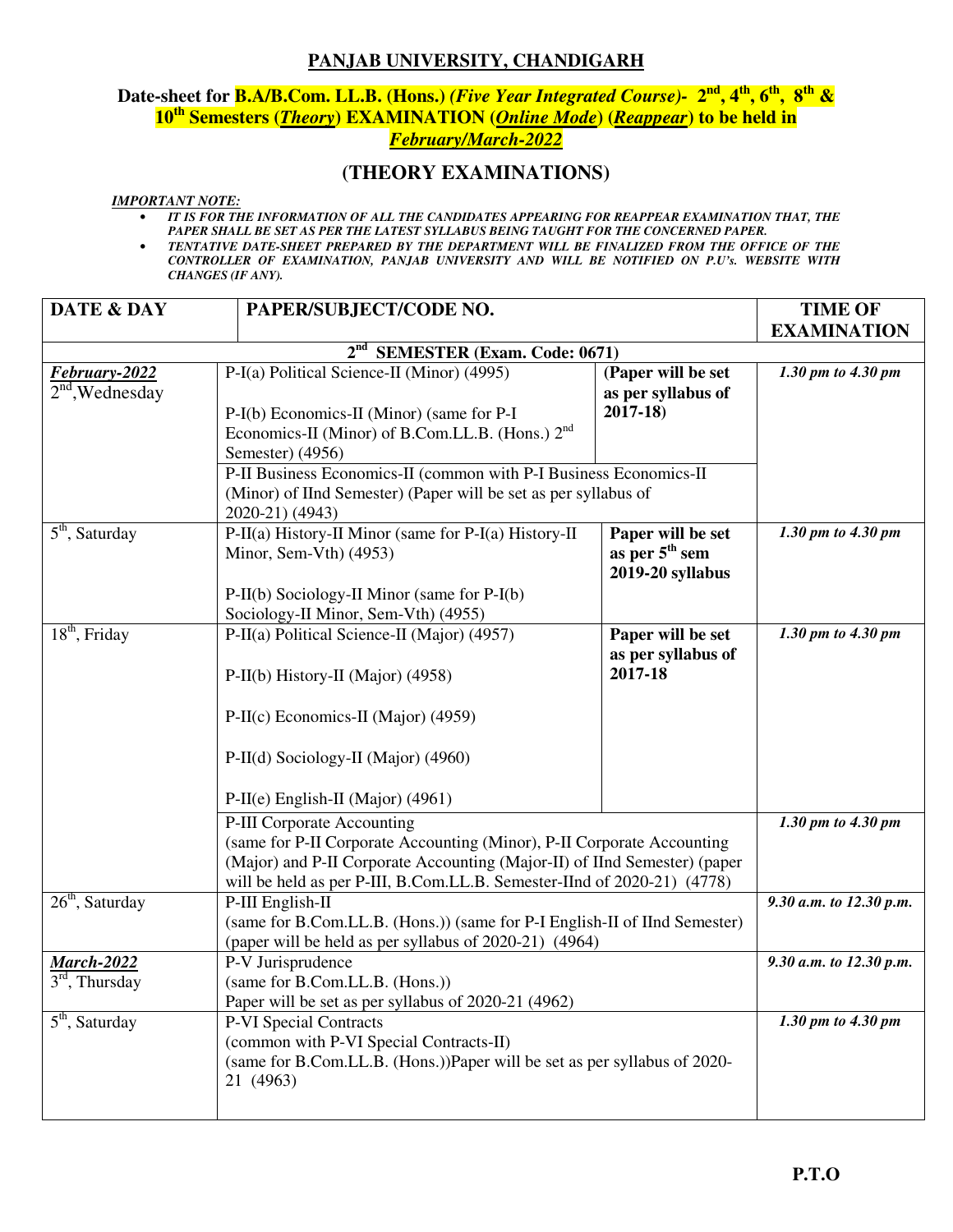# PANJAB UNIVERSITY, CHANDIGARH

## Date-sheet for B.A/B.Com. LL.B. (Hons.) *(Five Year Integrated Course)*- 2nd, 4th, 6th, 8th & 10th Semesters (*Theory*) EXAMINATION (*Online Mode*) (*Reappear*) to be held in *February/March-2022*

## (THEORY EXAMINATIONS)

***IMPORTANT NOTE:***

- ***IT IS FOR THE INFORMATION OF ALL THE CANDIDATES APPEARING FOR REAPPEAR EXAMINATION THAT, THE PAPER SHALL BE SET AS PER THE LATEST SYLLABUS BEING TAUGHT FOR THE CONCERNED PAPER.***
- ***TENTATIVE DATE-SHEET PREPARED BY THE DEPARTMENT WILL BE FINALIZED FROM THE OFFICE OF THE CONTROLLER OF EXAMINATION, PANJAB UNIVERSITY AND WILL BE NOTIFIED ON P.U's. WEBSITE WITH CHANGES (IF ANY).***

| DATE & DAY | PAPER/SUBJECT/CODE NO. | | TIME OF EXAMINATION |
|---|---|---|---|
| | **2nd SEMESTER (Exam. Code: 0671)** | | |
| ***February-2022*** 2nd, Wednesday | P-I(a) Political Science-II (Minor) (4995)<br><br>P-I(b) Economics-II (Minor) (same for P-I Economics-II (Minor) of B.Com.LL.B. (Hons.) 2nd Semester) (4956) | **(Paper will be set as per syllabus of 2017-18)** | *1.30 pm to 4.30 pm* |
| | P-II Business Economics-II (common with P-I Business Economics-II (Minor) of IInd Semester) (Paper will be set as per syllabus of 2020-21) (4943) | | |
| 5th, Saturday | P-II(a) History-II Minor (same for P-I(a) History-II Minor, Sem-Vth) (4953)<br><br>P-II(b) Sociology-II Minor (same for P-I(b) Sociology-II Minor, Sem-Vth) (4955) | **Paper will be set as per 5th sem 2019-20 syllabus** | *1.30 pm to 4.30 pm* |
| 18th, Friday | P-II(a) Political Science-II (Major) (4957)<br><br>P-II(b) History-II (Major) (4958)<br><br>P-II(c) Economics-II (Major) (4959)<br><br>P-II(d) Sociology-II (Major) (4960)<br><br>P-II(e) English-II (Major) (4961) | **Paper will be set as per syllabus of 2017-18** | *1.30 pm to 4.30 pm* |
| | P-III Corporate Accounting (same for P-II Corporate Accounting (Minor), P-II Corporate Accounting (Major) and P-II Corporate Accounting (Major-II) of IInd Semester) (paper will be held as per P-III, B.Com.LL.B. Semester-IInd of 2020-21) (4778) | | *1.30 pm to 4.30 pm* |
| 26th, Saturday | P-III English-II (same for B.Com.LL.B. (Hons.)) (same for P-I English-II of IInd Semester) (paper will be held as per syllabus of 2020-21) (4964) | | *9.30 a.m. to 12.30 p.m.* |
| ***March-2022*** 3rd, Thursday | P-V Jurisprudence (same for B.Com.LL.B. (Hons.)) Paper will be set as per syllabus of 2020-21 (4962) | | *9.30 a.m. to 12.30 p.m.* |
| 5th, Saturday | P-VI Special Contracts (common with P-VI Special Contracts-II) (same for B.Com.LL.B. (Hons.))Paper will be set as per syllabus of 2020-21 (4963) | | *1.30 pm to 4.30 pm* |

**P.T.O**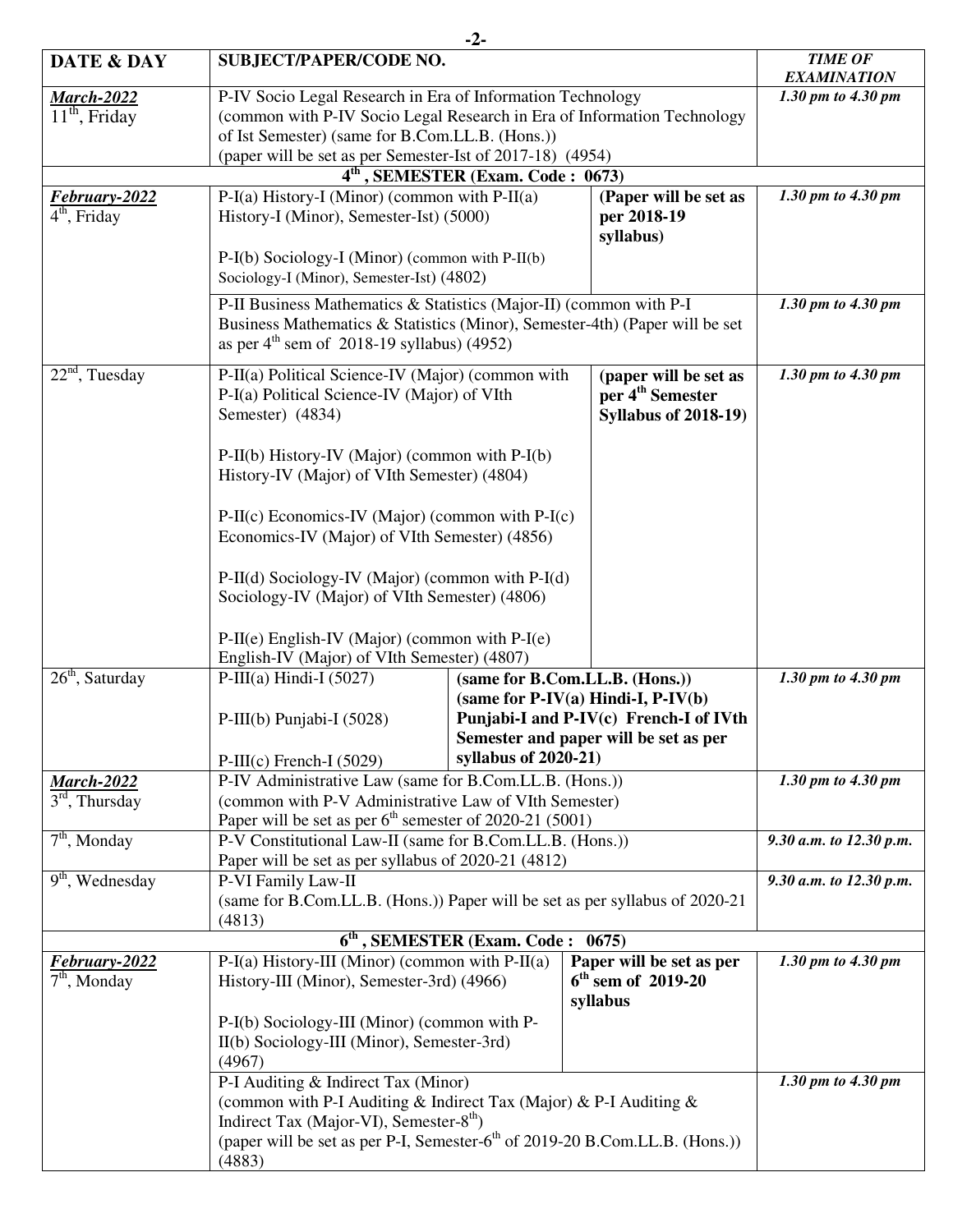| DATE & DAY | SUBJECT/PAPER/CODE NO. | | TIME OF EXAMINATION |
|---|---|---|---|
| ***March-2022*** 11th, Friday | P-IV Socio Legal Research in Era of Information Technology (common with P-IV Socio Legal Research in Era of Information Technology of Ist Semester) (same for B.Com.LL.B. (Hons.)) (paper will be set as per Semester-Ist of 2017-18) (4954) | | *1.30 pm to 4.30 pm* |
| **4th, SEMESTER (Exam. Code : 0673)** | | | |
| ***February-2022*** 4th, Friday | P-I(a) History-I (Minor) (common with P-II(a) History-I (Minor), Semester-Ist) (5000)<br><br>P-I(b) Sociology-I (Minor) (common with P-II(b) Sociology-I (Minor), Semester-Ist) (4802) | **(Paper will be set as per 2018-19 syllabus)** | *1.30 pm to 4.30 pm* |
| | P-II Business Mathematics & Statistics (Major-II) (common with P-I Business Mathematics & Statistics (Minor), Semester-4th) (Paper will be set as per 4th sem of 2018-19 syllabus) (4952) | | *1.30 pm to 4.30 pm* |
| 22nd, Tuesday | P-II(a) Political Science-IV (Major) (common with P-I(a) Political Science-IV (Major) of VIth Semester) (4834)<br><br>P-II(b) History-IV (Major) (common with P-I(b) History-IV (Major) of VIth Semester) (4804)<br><br>P-II(c) Economics-IV (Major) (common with P-I(c) Economics-IV (Major) of VIth Semester) (4856)<br><br>P-II(d) Sociology-IV (Major) (common with P-I(d) Sociology-IV (Major) of VIth Semester) (4806)<br><br>P-II(e) English-IV (Major) (common with P-I(e) English-IV (Major) of VIth Semester) (4807) | **(paper will be set as per 4th Semester Syllabus of 2018-19)** | *1.30 pm to 4.30 pm* |
| 26th, Saturday | P-III(a) Hindi-I (5027)<br><br>P-III(b) Punjabi-I (5028)<br><br>P-III(c) French-I (5029) | **(same for B.Com.LL.B. (Hons.)) (same for P-IV(a) Hindi-I, P-IV(b) Punjabi-I and P-IV(c) French-I of IVth Semester and paper will be set as per syllabus of 2020-21)** | *1.30 pm to 4.30 pm* |
| ***March-2022*** 3rd, Thursday | P-IV Administrative Law (same for B.Com.LL.B. (Hons.)) (common with P-V Administrative Law of VIth Semester) Paper will be set as per 6th semester of 2020-21 (5001) | | *1.30 pm to 4.30 pm* |
| 7th, Monday | P-V Constitutional Law-II (same for B.Com.LL.B. (Hons.)) Paper will be set as per syllabus of 2020-21 (4812) | | *9.30 a.m. to 12.30 p.m.* |
| 9th, Wednesday | P-VI Family Law-II (same for B.Com.LL.B. (Hons.)) Paper will be set as per syllabus of 2020-21 (4813) | | *9.30 a.m. to 12.30 p.m.* |
| **6th, SEMESTER (Exam. Code : 0675)** | | | |
| ***February-2022*** 7th, Monday | P-I(a) History-III (Minor) (common with P-II(a) History-III (Minor), Semester-3rd) (4966)<br><br>P-I(b) Sociology-III (Minor) (common with P-II(b) Sociology-III (Minor), Semester-3rd) (4967) | **Paper will be set as per 6th sem of 2019-20 syllabus** | *1.30 pm to 4.30 pm* |
| | P-I Auditing & Indirect Tax (Minor) (common with P-I Auditing & Indirect Tax (Major) & P-I Auditing & Indirect Tax (Major-VI), Semester-8th) (paper will be set as per P-I, Semester-6th of 2019-20 B.Com.LL.B. (Hons.)) (4883) | | *1.30 pm to 4.30 pm* |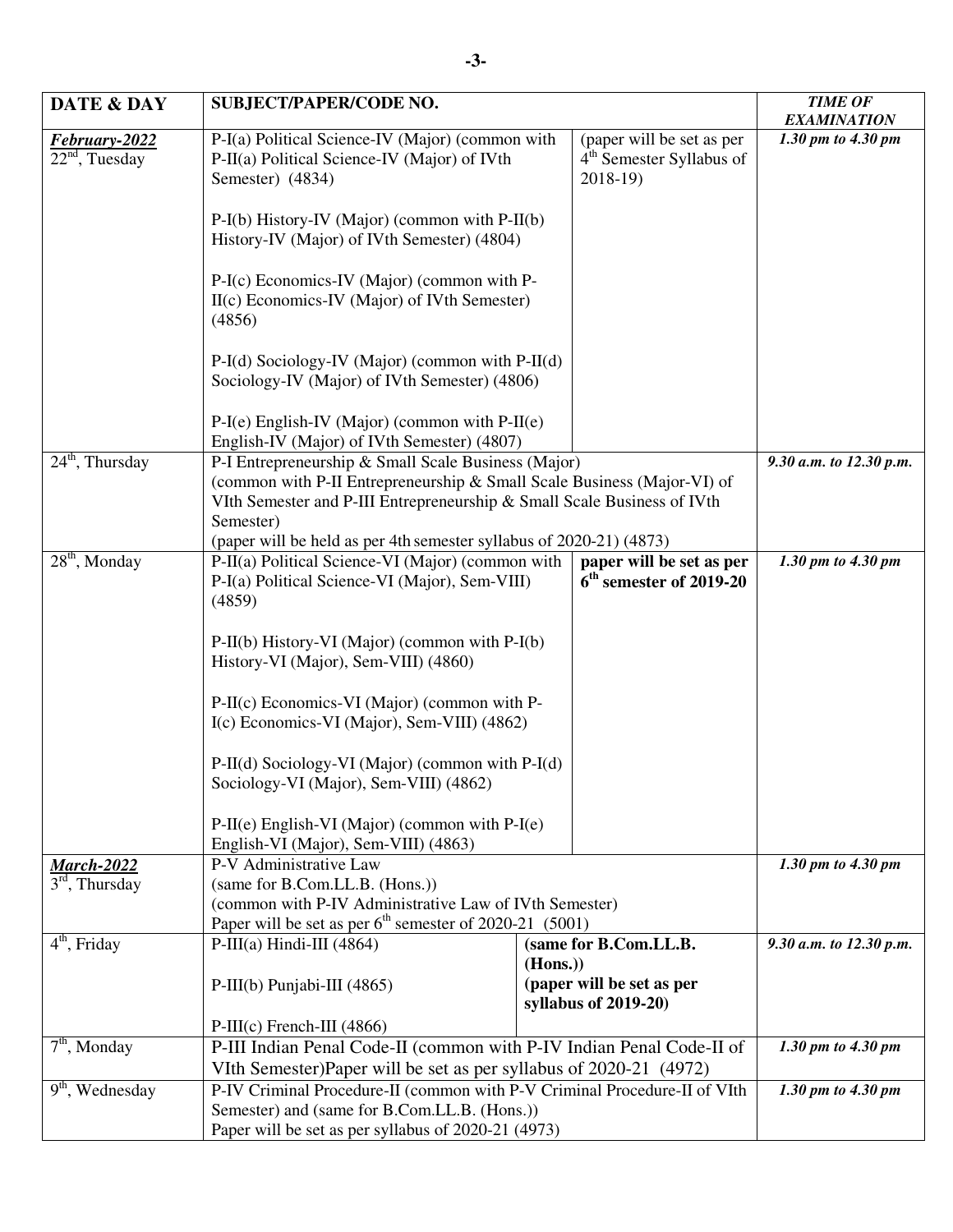| DATE & DAY | SUBJECT/PAPER/CODE NO. | | TIME OF EXAMINATION |
|---|---|---|---|
| ***February-2022*** 22nd, Tuesday | P-I(a) Political Science-IV (Major) (common with P-II(a) Political Science-IV (Major) of IVth Semester) (4834)<br><br>P-I(b) History-IV (Major) (common with P-II(b) History-IV (Major) of IVth Semester) (4804)<br><br>P-I(c) Economics-IV (Major) (common with P-II(c) Economics-IV (Major) of IVth Semester) (4856)<br><br>P-I(d) Sociology-IV (Major) (common with P-II(d) Sociology-IV (Major) of IVth Semester) (4806)<br><br>P-I(e) English-IV (Major) (common with P-II(e) English-IV (Major) of IVth Semester) (4807) | (paper will be set as per 4th Semester Syllabus of 2018-19) | *1.30 pm to 4.30 pm* |
| 24th, Thursday | P-I Entrepreneurship & Small Scale Business (Major) (common with P-II Entrepreneurship & Small Scale Business (Major-VI) of VIth Semester and P-III Entrepreneurship & Small Scale Business of IVth Semester) (paper will be held as per 4th semester syllabus of 2020-21) (4873) | | *9.30 a.m. to 12.30 p.m.* |
| 28th, Monday | P-II(a) Political Science-VI (Major) (common with P-I(a) Political Science-VI (Major), Sem-VIII) (4859)<br><br>P-II(b) History-VI (Major) (common with P-I(b) History-VI (Major), Sem-VIII) (4860)<br><br>P-II(c) Economics-VI (Major) (common with P-I(c) Economics-VI (Major), Sem-VIII) (4862)<br><br>P-II(d) Sociology-VI (Major) (common with P-I(d) Sociology-VI (Major), Sem-VIII) (4862)<br><br>P-II(e) English-VI (Major) (common with P-I(e) English-VI (Major), Sem-VIII) (4863) | **paper will be set as per 6th semester of 2019-20** | *1.30 pm to 4.30 pm* |
| ***March-2022*** 3rd, Thursday | P-V Administrative Law (same for B.Com.LL.B. (Hons.)) (common with P-IV Administrative Law of IVth Semester) Paper will be set as per 6th semester of 2020-21 (5001) | | *1.30 pm to 4.30 pm* |
| 4th, Friday | P-III(a) Hindi-III (4864)<br><br>P-III(b) Punjabi-III (4865)<br><br>P-III(c) French-III (4866) | **(same for B.Com.LL.B. (Hons.)) (paper will be set as per syllabus of 2019-20)** | *9.30 a.m. to 12.30 p.m.* |
| 7th, Monday | P-III Indian Penal Code-II (common with P-IV Indian Penal Code-II of VIth Semester)Paper will be set as per syllabus of 2020-21 (4972) | | *1.30 pm to 4.30 pm* |
| 9th, Wednesday | P-IV Criminal Procedure-II (common with P-V Criminal Procedure-II of VIth Semester) and (same for B.Com.LL.B. (Hons.)) Paper will be set as per syllabus of 2020-21 (4973) | | *1.30 pm to 4.30 pm* |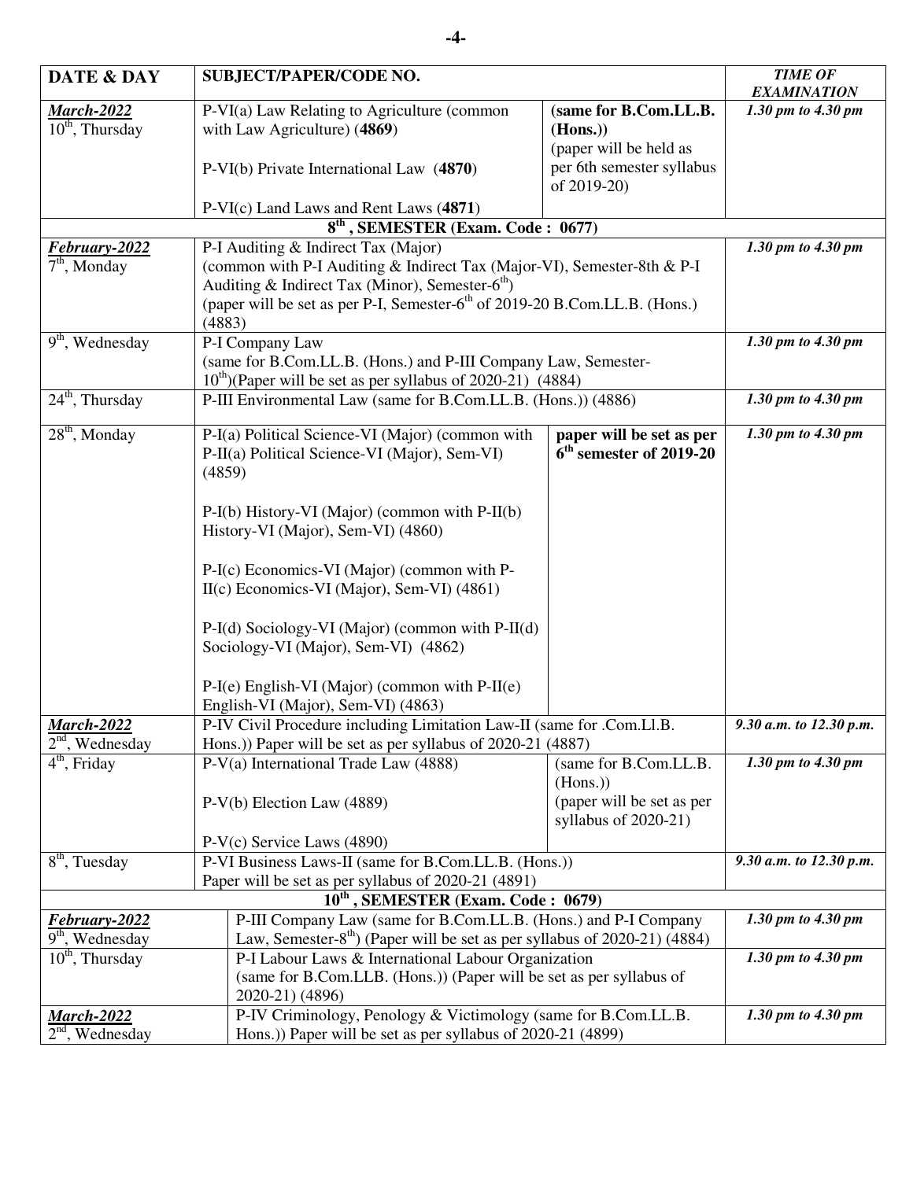| DATE & DAY | SUBJECT/PAPER/CODE NO. | | *TIME OF EXAMINATION* |
|---|---|---|---|
| ***March-2022*** 10th, Thursday | P-VI(a) Law Relating to Agriculture (common with Law Agriculture) (**4869**)<br><br>P-VI(b) Private International Law (**4870**)<br><br>P-VI(c) Land Laws and Rent Laws (**4871**) | **(same for B.Com.LL.B. (Hons.))** (paper will be held as per 6th semester syllabus of 2019-20) | *1.30 pm to 4.30 pm* |
| **8th , SEMESTER (Exam. Code : 0677)** | | | |
| ***February-2022*** 7th, Monday | P-I Auditing & Indirect Tax (Major) (common with P-I Auditing & Indirect Tax (Major-VI), Semester-8th & P-I Auditing & Indirect Tax (Minor), Semester-6th) (paper will be set as per P-I, Semester-6th of 2019-20 B.Com.LL.B. (Hons.) (4883) | | *1.30 pm to 4.30 pm* |
| 9th, Wednesday | P-I Company Law (same for B.Com.LL.B. (Hons.) and P-III Company Law, Semester-10th)(Paper will be set as per syllabus of 2020-21) (4884) | | *1.30 pm to 4.30 pm* |
| 24th, Thursday | P-III Environmental Law (same for B.Com.LL.B. (Hons.)) (4886) | | *1.30 pm to 4.30 pm* |
| 28th, Monday | P-I(a) Political Science-VI (Major) (common with P-II(a) Political Science-VI (Major), Sem-VI) (4859)<br><br>P-I(b) History-VI (Major) (common with P-II(b) History-VI (Major), Sem-VI) (4860)<br><br>P-I(c) Economics-VI (Major) (common with P-II(c) Economics-VI (Major), Sem-VI) (4861)<br><br>P-I(d) Sociology-VI (Major) (common with P-II(d) Sociology-VI (Major), Sem-VI) (4862)<br><br>P-I(e) English-VI (Major) (common with P-II(e) English-VI (Major), Sem-VI) (4863) | **paper will be set as per 6th semester of 2019-20** | *1.30 pm to 4.30 pm* |
| ***March-2022*** 2nd, Wednesday | P-IV Civil Procedure including Limitation Law-II (same for .Com.Ll.B. Hons.)) Paper will be set as per syllabus of 2020-21 (4887) | | *9.30 a.m. to 12.30 p.m.* |
| 4th, Friday | P-V(a) International Trade Law (4888)<br><br>P-V(b) Election Law (4889)<br><br>P-V(c) Service Laws (4890) | (same for B.Com.LL.B. (Hons.)) (paper will be set as per syllabus of 2020-21) | *1.30 pm to 4.30 pm* |
| 8th, Tuesday | P-VI Business Laws-II (same for B.Com.LL.B. (Hons.)) Paper will be set as per syllabus of 2020-21 (4891) | | *9.30 a.m. to 12.30 p.m.* |
| **10th , SEMESTER (Exam. Code : 0679)** | | | |
| ***February-2022*** 9th, Wednesday | P-III Company Law (same for B.Com.LL.B. (Hons.) and P-I Company Law, Semester-8th) (Paper will be set as per syllabus of 2020-21) (4884) | | *1.30 pm to 4.30 pm* |
| 10th, Thursday | P-I Labour Laws & International Labour Organization (same for B.Com.LLB. (Hons.)) (Paper will be set as per syllabus of 2020-21) (4896) | | *1.30 pm to 4.30 pm* |
| ***March-2022*** 2nd, Wednesday | P-IV Criminology, Penology & Victimology (same for B.Com.LL.B. Hons.)) Paper will be set as per syllabus of 2020-21 (4899) | | *1.30 pm to 4.30 pm* |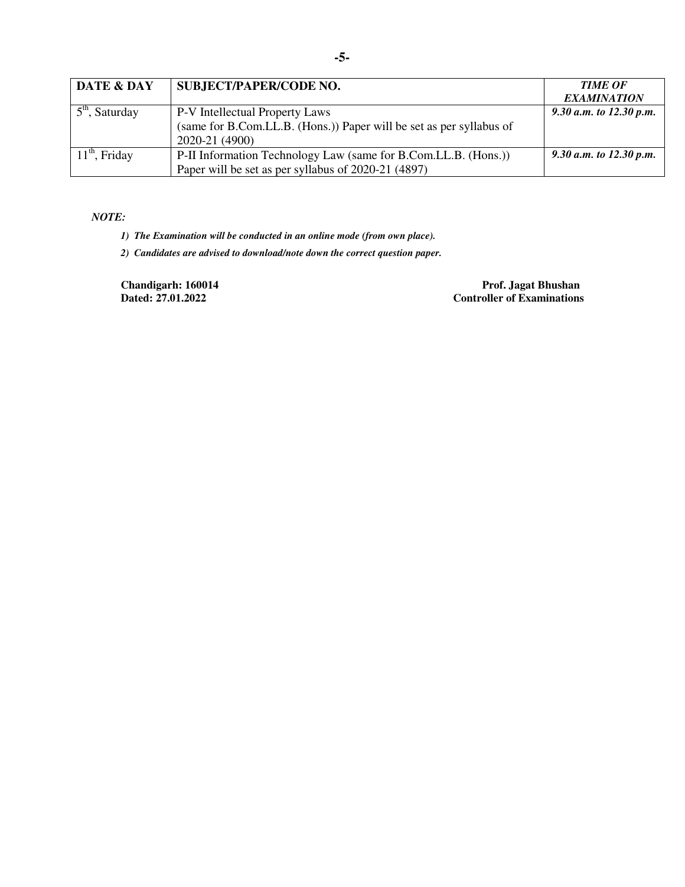| DATE & DAY | SUBJECT/PAPER/CODE NO. | *TIME OF EXAMINATION* |
|---|---|---|
| 5th, Saturday | P-V Intellectual Property Laws (same for B.Com.LL.B. (Hons.)) Paper will be set as per syllabus of 2020-21 (4900) | *9.30 a.m. to 12.30 p.m.* |
| 11th, Friday | P-II Information Technology Law (same for B.Com.LL.B. (Hons.)) Paper will be set as per syllabus of 2020-21 (4897) | *9.30 a.m. to 12.30 p.m.* |

***NOTE:***

1) ***The Examination will be conducted in an online mode (from own place).***
2) ***Candidates are advised to download/note down the correct question paper.***

**Chandigarh: 160014**
**Dated: 27.01.2022**

**Prof. Jagat Bhushan**
**Controller of Examinations**